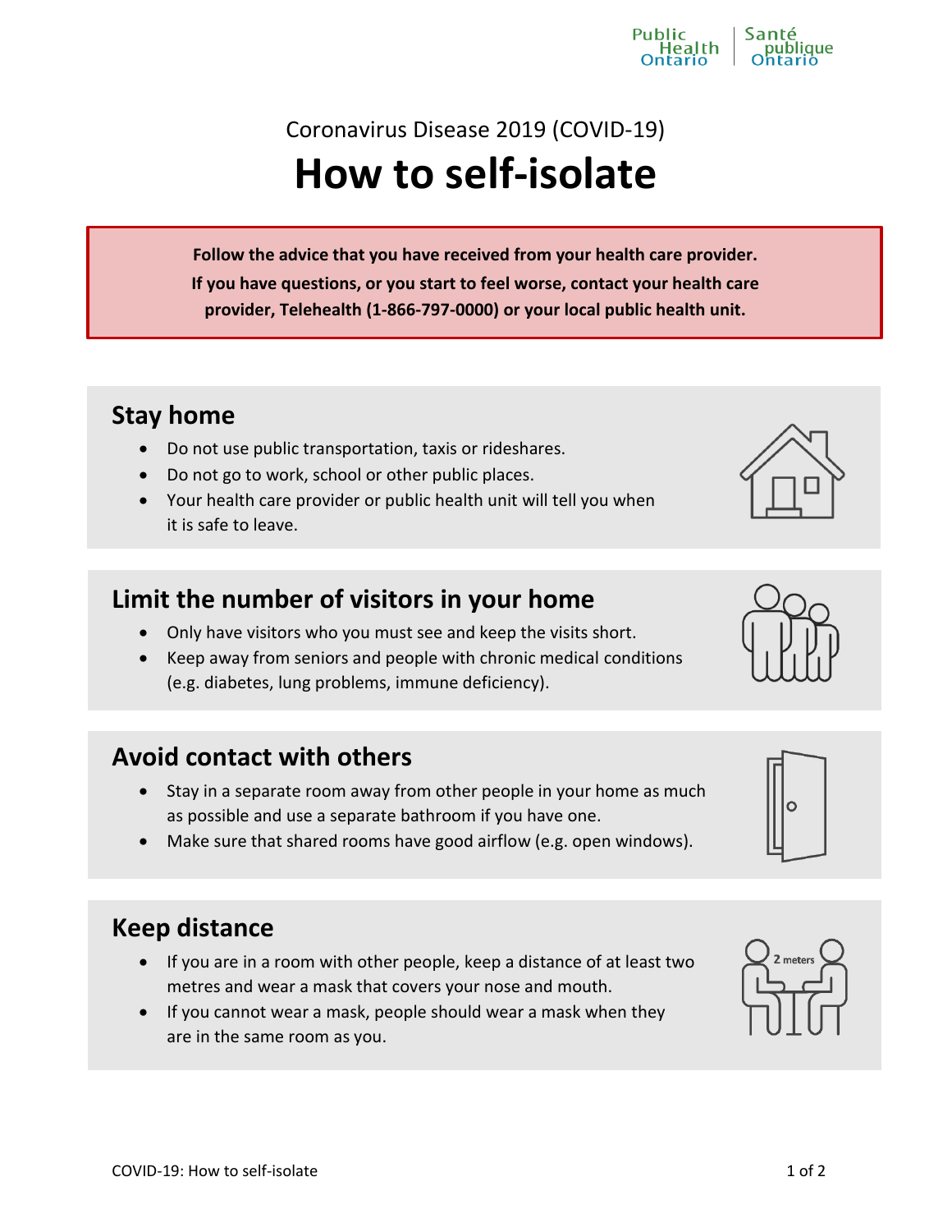Coronavirus Disease 2019 (COVID-19)

# How to self-isolate

**Follow the advice that you have received from your health care provider.**
**If you have questions, or you start to feel worse, contact your health care provider, Telehealth (1-866-797-0000) or your local public health unit.**

## Stay home

- Do not use public transportation, taxis or rideshares.
- Do not go to work, school or other public places.
- Your health care provider or public health unit will tell you when it is safe to leave.

## Limit the number of visitors in your home

- Only have visitors who you must see and keep the visits short.
- Keep away from seniors and people with chronic medical conditions (e.g. diabetes, lung problems, immune deficiency).

## Avoid contact with others

- Stay in a separate room away from other people in your home as much as possible and use a separate bathroom if you have one.
- Make sure that shared rooms have good airflow (e.g. open windows).

## Keep distance

- If you are in a room with other people, keep a distance of at least two metres and wear a mask that covers your nose and mouth.
- If you cannot wear a mask, people should wear a mask when they are in the same room as you.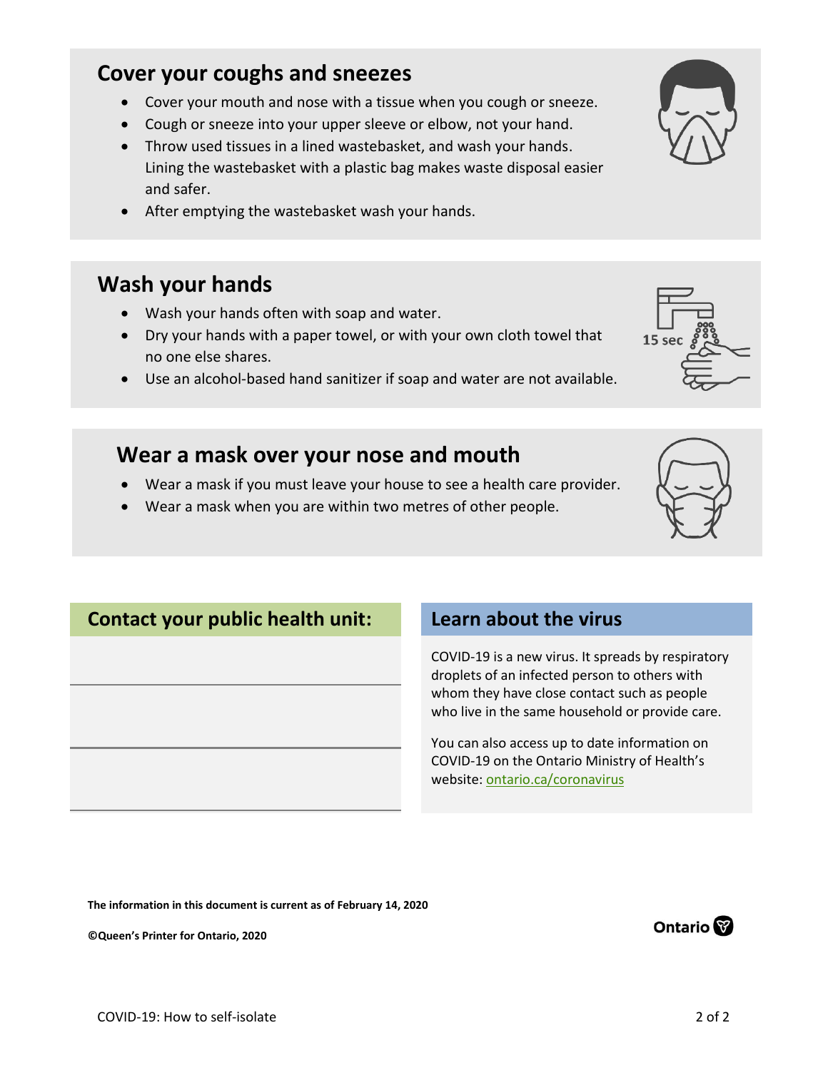## Cover your coughs and sneezes

- Cover your mouth and nose with a tissue when you cough or sneeze.
- Cough or sneeze into your upper sleeve or elbow, not your hand.
- Throw used tissues in a lined wastebasket, and wash your hands. Lining the wastebasket with a plastic bag makes waste disposal easier and safer.
- After emptying the wastebasket wash your hands.

## Wash your hands

- Wash your hands often with soap and water.
- Dry your hands with a paper towel, or with your own cloth towel that no one else shares.
- Use an alcohol-based hand sanitizer if soap and water are not available.

15 sec

## Wear a mask over your nose and mouth

- Wear a mask if you must leave your house to see a health care provider.
- Wear a mask when you are within two metres of other people.

## Contact your public health unit:

## Learn about the virus

COVID-19 is a new virus. It spreads by respiratory droplets of an infected person to others with whom they have close contact such as people who live in the same household or provide care.

You can also access up to date information on COVID-19 on the Ontario Ministry of Health's website: [ontario.ca/coronavirus](https://ontario.ca/coronavirus)

**The information in this document is current as of February 14, 2020**

**©Queen's Printer for Ontario, 2020**

Ontario